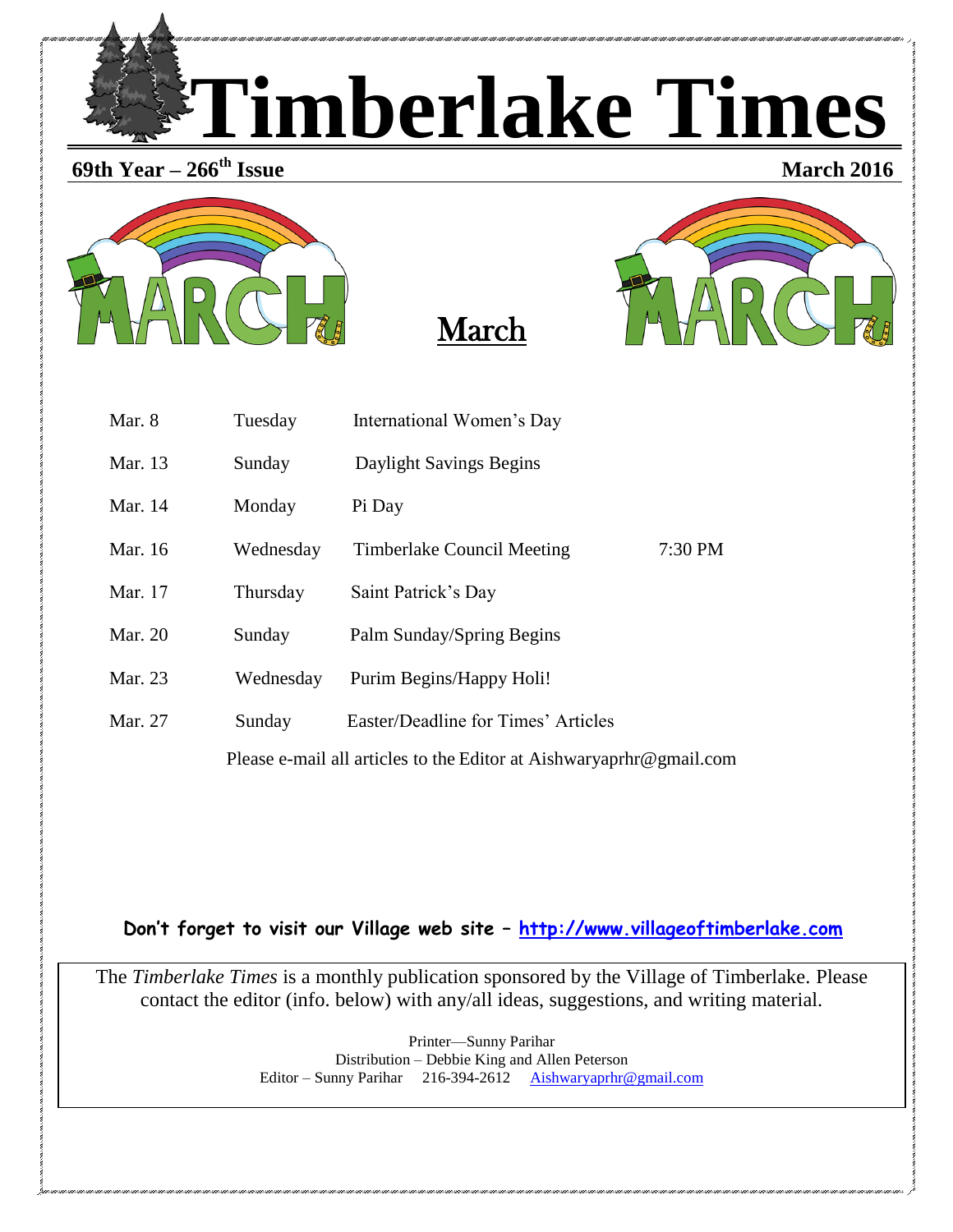# Timberlake Times

**69th Year – 266th Issue** **March 2016**

## March

| | | | |
|---|---|---|---|
| Mar. 8 | Tuesday | International Women's Day | |
| Mar. 13 | Sunday | Daylight Savings Begins | |
| Mar. 14 | Monday | Pi Day | |
| Mar. 16 | Wednesday | Timberlake Council Meeting | 7:30 PM |
| Mar. 17 | Thursday | Saint Patrick's Day | |
| Mar. 20 | Sunday | Palm Sunday/Spring Begins | |
| Mar. 23 | Wednesday | Purim Begins/Happy Holi! | |
| Mar. 27 | Sunday | Easter/Deadline for Times' Articles | |

Please e-mail all articles to the Editor at Aishwaryaprhr@gmail.com

**Don't forget to visit our Village web site – [http://www.villageoftimberlake.com](http://www.villageoftimberlake.com)**

The *Timberlake Times* is a monthly publication sponsored by the Village of Timberlake. Please contact the editor (info. below) with any/all ideas, suggestions, and writing material.

Printer—Sunny Parihar
Distribution – Debbie King and Allen Peterson
Editor – Sunny Parihar 216-394-2612 Aishwaryaprhr@gmail.com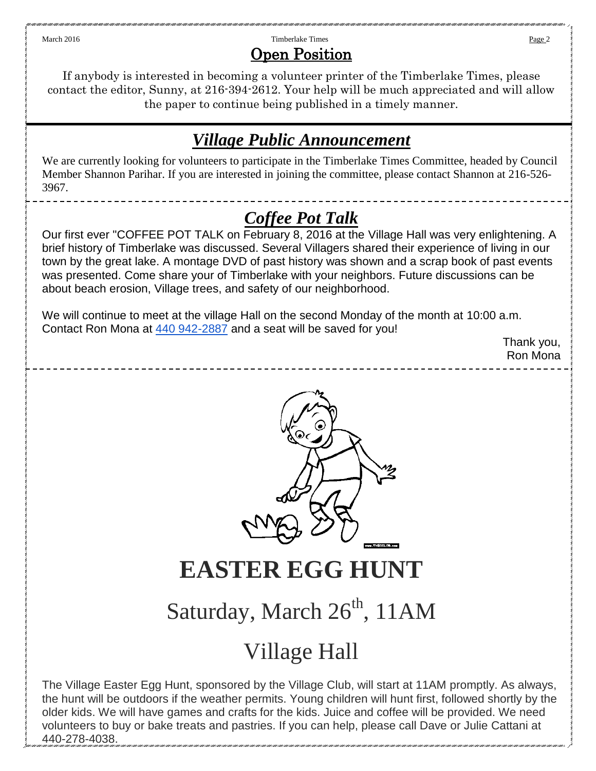## Open Position

If anybody is interested in becoming a volunteer printer of the Timberlake Times, please contact the editor, Sunny, at 216-394-2612. Your help will be much appreciated and will allow the paper to continue being published in a timely manner.

## *Village Public Announcement*

We are currently looking for volunteers to participate in the Timberlake Times Committee, headed by Council Member Shannon Parihar. If you are interested in joining the committee, please contact Shannon at 216-526-3967.

## *Coffee Pot Talk*

Our first ever "COFFEE POT TALK on February 8, 2016 at the Village Hall was very enlightening. A brief history of Timberlake was discussed. Several Villagers shared their experience of living in our town by the great lake. A montage DVD of past history was shown and a scrap book of past events was presented. Come share your of Timberlake with your neighbors. Future discussions can be about beach erosion, Village trees, and safety of our neighborhood.

We will continue to meet at the village Hall on the second Monday of the month at 10:00 a.m. Contact Ron Mona at 440 942-2887 and a seat will be saved for you!

Thank you,
Ron Mona

# EASTER EGG HUNT

## Saturday, March 26th, 11AM

## Village Hall

The Village Easter Egg Hunt, sponsored by the Village Club, will start at 11AM promptly. As always, the hunt will be outdoors if the weather permits. Young children will hunt first, followed shortly by the older kids. We will have games and crafts for the kids. Juice and coffee will be provided. We need volunteers to buy or bake treats and pastries. If you can help, please call Dave or Julie Cattani at 440-278-4038.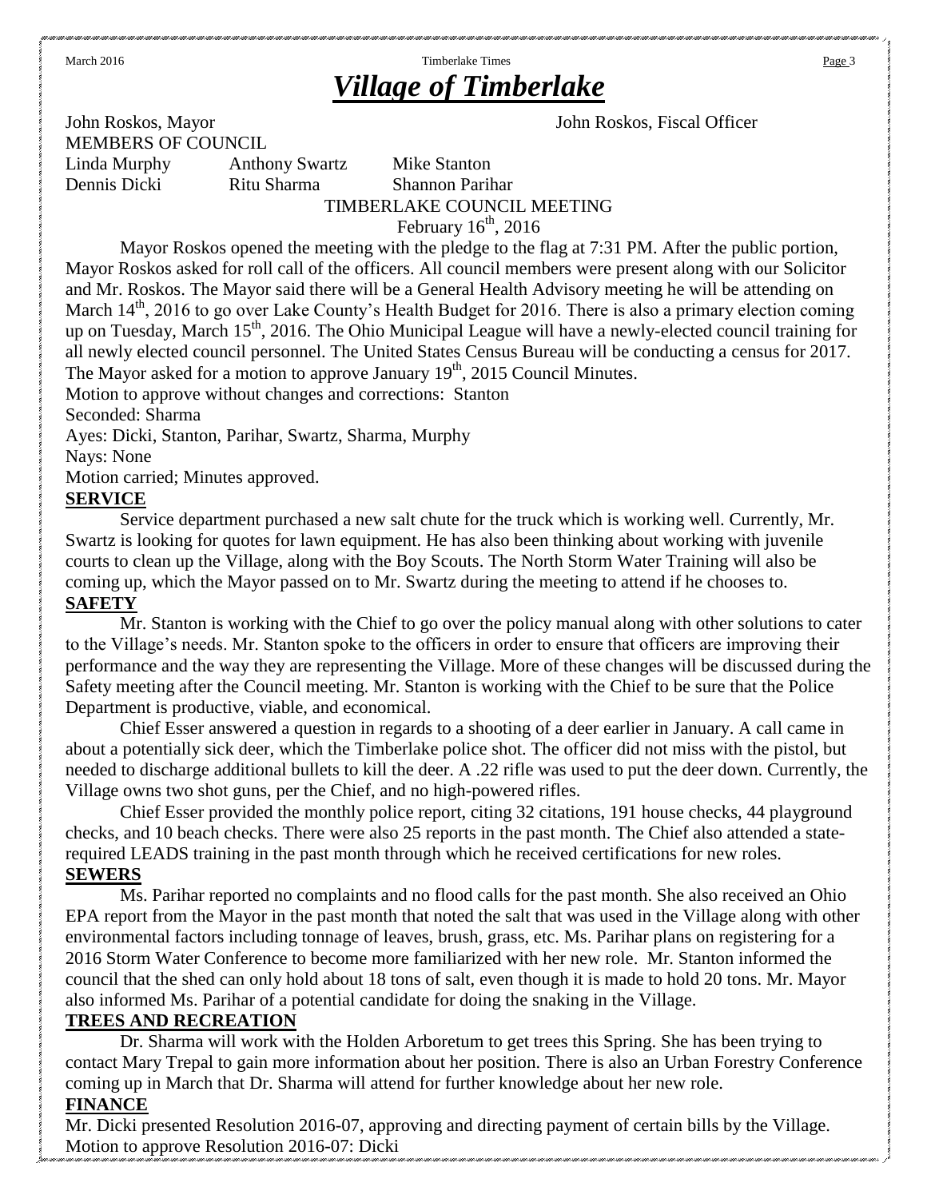# *Village of Timberlake*

John Roskos, Mayor John Roskos, Fiscal Officer

MEMBERS OF COUNCIL

| | | |
|---|---|---|
| Linda Murphy | Anthony Swartz | Mike Stanton |
| Dennis Dicki | Ritu Sharma | Shannon Parihar |

TIMBERLAKE COUNCIL MEETING

February 16th, 2016

Mayor Roskos opened the meeting with the pledge to the flag at 7:31 PM. After the public portion, Mayor Roskos asked for roll call of the officers. All council members were present along with our Solicitor and Mr. Roskos. The Mayor said there will be a General Health Advisory meeting he will be attending on March 14th, 2016 to go over Lake County's Health Budget for 2016. There is also a primary election coming up on Tuesday, March 15th, 2016. The Ohio Municipal League will have a newly-elected council training for all newly elected council personnel. The United States Census Bureau will be conducting a census for 2017. The Mayor asked for a motion to approve January 19th, 2015 Council Minutes.

Motion to approve without changes and corrections: Stanton

Seconded: Sharma

Ayes: Dicki, Stanton, Parihar, Swartz, Sharma, Murphy

Nays: None

Motion carried; Minutes approved.

**SERVICE**

Service department purchased a new salt chute for the truck which is working well. Currently, Mr. Swartz is looking for quotes for lawn equipment. He has also been thinking about working with juvenile courts to clean up the Village, along with the Boy Scouts. The North Storm Water Training will also be coming up, which the Mayor passed on to Mr. Swartz during the meeting to attend if he chooses to.

**SAFETY**

Mr. Stanton is working with the Chief to go over the policy manual along with other solutions to cater to the Village's needs. Mr. Stanton spoke to the officers in order to ensure that officers are improving their performance and the way they are representing the Village. More of these changes will be discussed during the Safety meeting after the Council meeting. Mr. Stanton is working with the Chief to be sure that the Police Department is productive, viable, and economical.

Chief Esser answered a question in regards to a shooting of a deer earlier in January. A call came in about a potentially sick deer, which the Timberlake police shot. The officer did not miss with the pistol, but needed to discharge additional bullets to kill the deer. A .22 rifle was used to put the deer down. Currently, the Village owns two shot guns, per the Chief, and no high-powered rifles.

Chief Esser provided the monthly police report, citing 32 citations, 191 house checks, 44 playground checks, and 10 beach checks. There were also 25 reports in the past month. The Chief also attended a state-required LEADS training in the past month through which he received certifications for new roles.

**SEWERS**

Ms. Parihar reported no complaints and no flood calls for the past month. She also received an Ohio EPA report from the Mayor in the past month that noted the salt that was used in the Village along with other environmental factors including tonnage of leaves, brush, grass, etc. Ms. Parihar plans on registering for a 2016 Storm Water Conference to become more familiarized with her new role. Mr. Stanton informed the council that the shed can only hold about 18 tons of salt, even though it is made to hold 20 tons. Mr. Mayor also informed Ms. Parihar of a potential candidate for doing the snaking in the Village.

**TREES AND RECREATION**

Dr. Sharma will work with the Holden Arboretum to get trees this Spring. She has been trying to contact Mary Trepal to gain more information about her position. There is also an Urban Forestry Conference coming up in March that Dr. Sharma will attend for further knowledge about her new role.

**FINANCE**

Mr. Dicki presented Resolution 2016-07, approving and directing payment of certain bills by the Village.

Motion to approve Resolution 2016-07: Dicki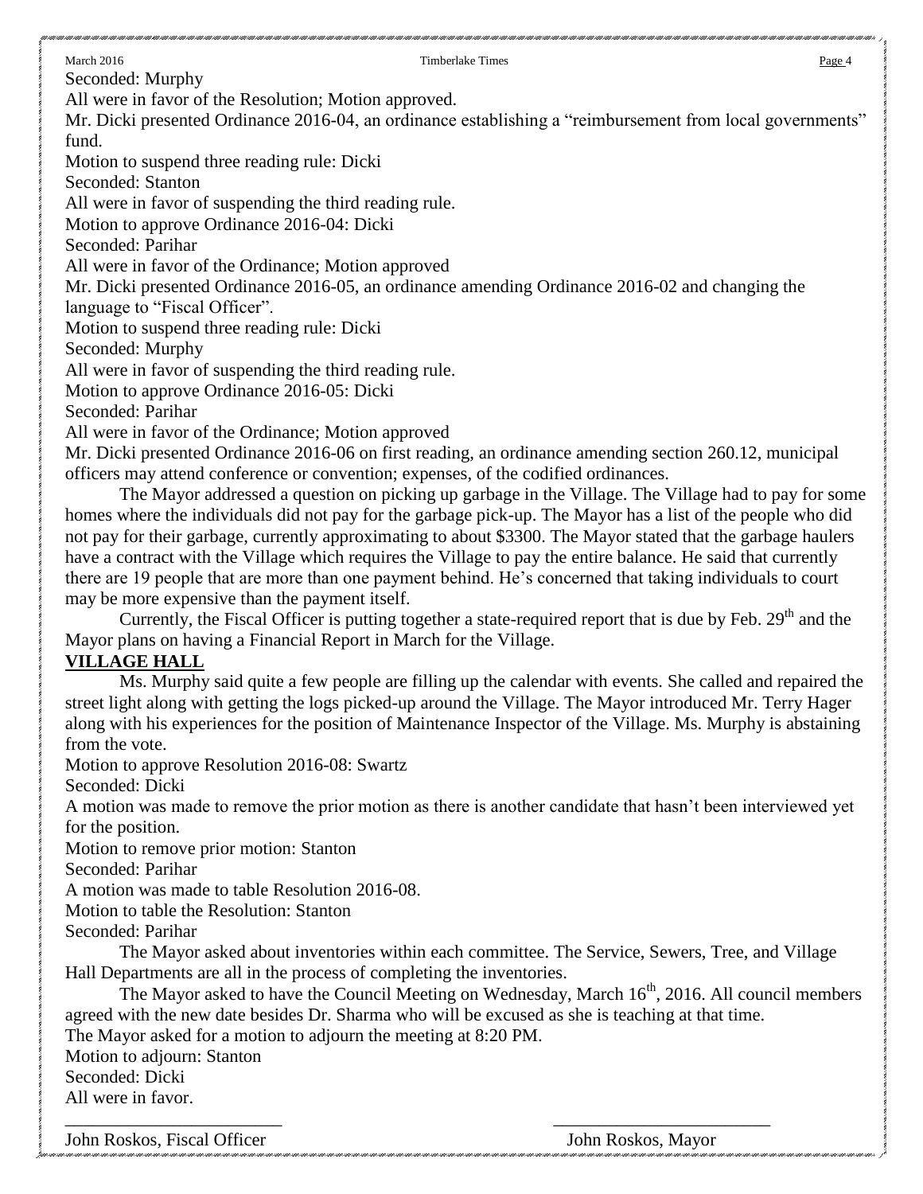Seconded: Murphy

All were in favor of the Resolution; Motion approved.

Mr. Dicki presented Ordinance 2016-04, an ordinance establishing a "reimbursement from local governments" fund.

Motion to suspend three reading rule: Dicki

Seconded: Stanton

All were in favor of suspending the third reading rule.

Motion to approve Ordinance 2016-04: Dicki

Seconded: Parihar

All were in favor of the Ordinance; Motion approved

Mr. Dicki presented Ordinance 2016-05, an ordinance amending Ordinance 2016-02 and changing the language to "Fiscal Officer".

Motion to suspend three reading rule: Dicki

Seconded: Murphy

All were in favor of suspending the third reading rule.

Motion to approve Ordinance 2016-05: Dicki

Seconded: Parihar

All were in favor of the Ordinance; Motion approved

Mr. Dicki presented Ordinance 2016-06 on first reading, an ordinance amending section 260.12, municipal officers may attend conference or convention; expenses, of the codified ordinances.

The Mayor addressed a question on picking up garbage in the Village. The Village had to pay for some homes where the individuals did not pay for the garbage pick-up. The Mayor has a list of the people who did not pay for their garbage, currently approximating to about $3300. The Mayor stated that the garbage haulers have a contract with the Village which requires the Village to pay the entire balance. He said that currently there are 19 people that are more than one payment behind. He's concerned that taking individuals to court may be more expensive than the payment itself.

Currently, the Fiscal Officer is putting together a state-required report that is due by Feb. 29th and the Mayor plans on having a Financial Report in March for the Village.

**VILLAGE HALL**

Ms. Murphy said quite a few people are filling up the calendar with events. She called and repaired the street light along with getting the logs picked-up around the Village. The Mayor introduced Mr. Terry Hager along with his experiences for the position of Maintenance Inspector of the Village. Ms. Murphy is abstaining from the vote.

Motion to approve Resolution 2016-08: Swartz

Seconded: Dicki

A motion was made to remove the prior motion as there is another candidate that hasn't been interviewed yet for the position.

Motion to remove prior motion: Stanton

Seconded: Parihar

A motion was made to table Resolution 2016-08.

Motion to table the Resolution: Stanton

Seconded: Parihar

The Mayor asked about inventories within each committee. The Service, Sewers, Tree, and Village Hall Departments are all in the process of completing the inventories.

The Mayor asked to have the Council Meeting on Wednesday, March 16th, 2016. All council members agreed with the new date besides Dr. Sharma who will be excused as she is teaching at that time.

The Mayor asked for a motion to adjourn the meeting at 8:20 PM.

Motion to adjourn: Stanton

Seconded: Dicki

All were in favor.

_________________________ _________________________

John Roskos, Fiscal Officer John Roskos, Mayor